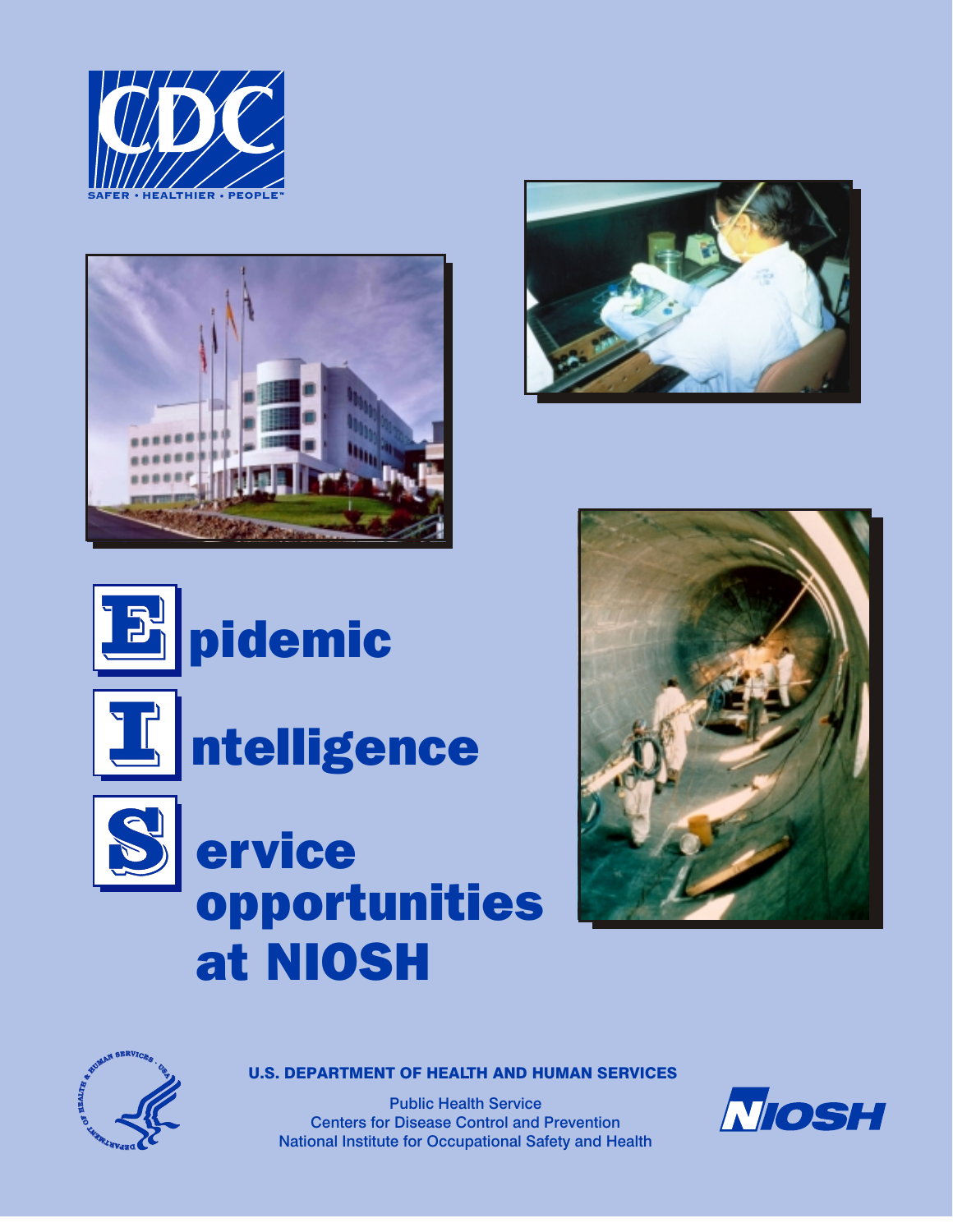CDC

SAFER • HEALTHIER • PEOPLE™

# Epidemic Intelligence Service opportunities at NIOSH

**U.S. DEPARTMENT OF HEALTH AND HUMAN SERVICES**

Public Health Service
Centers for Disease Control and Prevention
National Institute for Occupational Safety and Health

NIOSH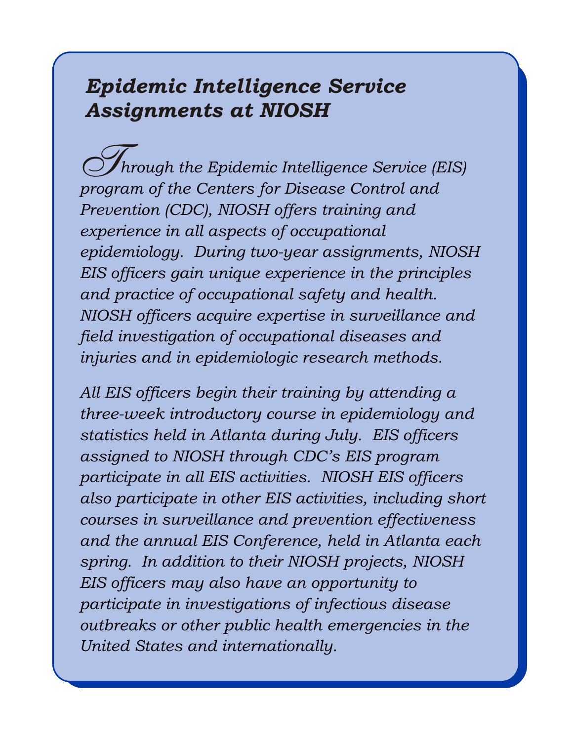## *Epidemic Intelligence Service Assignments at NIOSH*

*Through the Epidemic Intelligence Service (EIS) program of the Centers for Disease Control and Prevention (CDC), NIOSH offers training and experience in all aspects of occupational epidemiology. During two-year assignments, NIOSH EIS officers gain unique experience in the principles and practice of occupational safety and health. NIOSH officers acquire expertise in surveillance and field investigation of occupational diseases and injuries and in epidemiologic research methods.*

*All EIS officers begin their training by attending a three-week introductory course in epidemiology and statistics held in Atlanta during July. EIS officers assigned to NIOSH through CDC's EIS program participate in all EIS activities. NIOSH EIS officers also participate in other EIS activities, including short courses in surveillance and prevention effectiveness and the annual EIS Conference, held in Atlanta each spring. In addition to their NIOSH projects, NIOSH EIS officers may also have an opportunity to participate in investigations of infectious disease outbreaks or other public health emergencies in the United States and internationally.*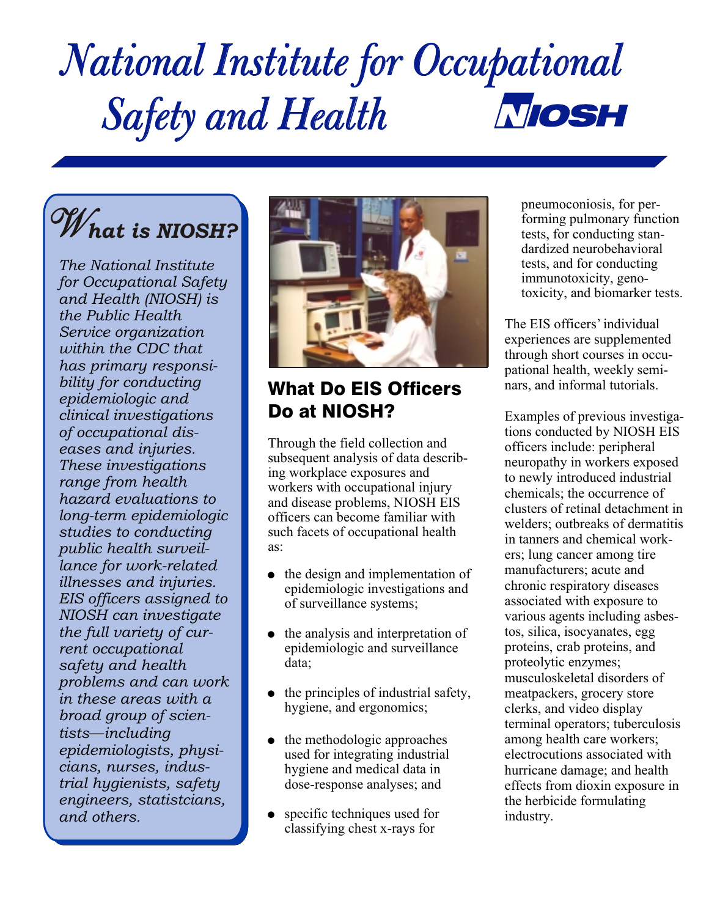# *National Institute for Occupational Safety and Health*

NIOSH

## *What is NIOSH?*

*The National Institute for Occupational Safety and Health (NIOSH) is the Public Health Service organization within the CDC that has primary responsibility for conducting epidemiologic and clinical investigations of occupational diseases and injuries. These investigations range from health hazard evaluations to long-term epidemiologic studies to conducting public health surveillance for work-related illnesses and injuries. EIS officers assigned to NIOSH can investigate the full variety of current occupational safety and health problems and can work in these areas with a broad group of scientists—including epidemiologists, physicians, nurses, industrial hygienists, safety engineers, statistcians, and others.*

## What Do EIS Officers Do at NIOSH?

Through the field collection and subsequent analysis of data describing workplace exposures and workers with occupational injury and disease problems, NIOSH EIS officers can become familiar with such facets of occupational health as:

- the design and implementation of epidemiologic investigations and of surveillance systems;
- the analysis and interpretation of epidemiologic and surveillance data;
- the principles of industrial safety, hygiene, and ergonomics;
- the methodologic approaches used for integrating industrial hygiene and medical data in dose-response analyses; and
- specific techniques used for classifying chest x-rays for pneumoconiosis, for performing pulmonary function tests, for conducting standardized neurobehavioral tests, and for conducting immunotoxicity, genotoxicity, and biomarker tests.

The EIS officers' individual experiences are supplemented through short courses in occupational health, weekly seminars, and informal tutorials.

Examples of previous investigations conducted by NIOSH EIS officers include: peripheral neuropathy in workers exposed to newly introduced industrial chemicals; the occurrence of clusters of retinal detachment in welders; outbreaks of dermatitis in tanners and chemical workers; lung cancer among tire manufacturers; acute and chronic respiratory diseases associated with exposure to various agents including asbestos, silica, isocyanates, egg proteins, crab proteins, and proteolytic enzymes; musculoskeletal disorders of meatpackers, grocery store clerks, and video display terminal operators; tuberculosis among health care workers; electrocutions associated with hurricane damage; and health effects from dioxin exposure in the herbicide formulating industry.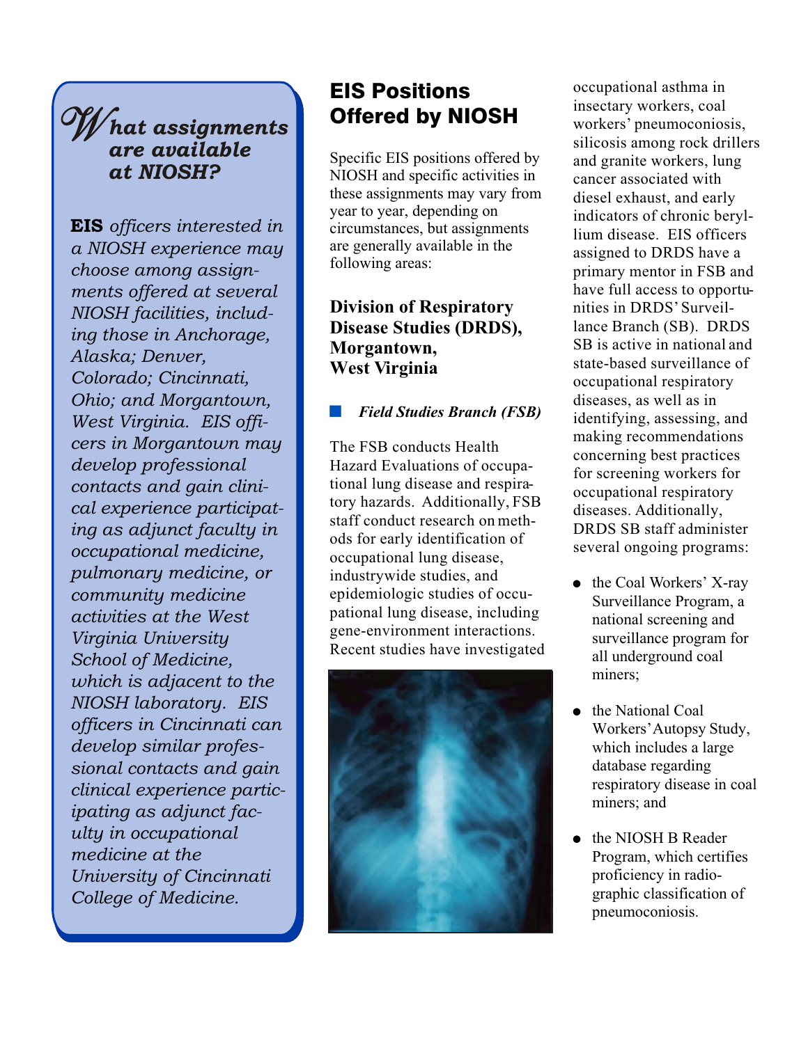## *What assignments are available at NIOSH?*

***EIS** officers interested in a NIOSH experience may choose among assignments offered at several NIOSH facilities, including those in Anchorage, Alaska; Denver, Colorado; Cincinnati, Ohio; and Morgantown, West Virginia. EIS officers in Morgantown may develop professional contacts and gain clinical experience participating as adjunct faculty in occupational medicine, pulmonary medicine, or community medicine activities at the West Virginia University School of Medicine, which is adjacent to the NIOSH laboratory. EIS officers in Cincinnati can develop similar professional contacts and gain clinical experience participating as adjunct faculty in occupational medicine at the University of Cincinnati College of Medicine.*

# EIS Positions Offered by NIOSH

Specific EIS positions offered by NIOSH and specific activities in these assignments may vary from year to year, depending on circumstances, but assignments are generally available in the following areas:

### Division of Respiratory Disease Studies (DRDS), Morgantown, West Virginia

#### *Field Studies Branch (FSB)*

The FSB conducts Health Hazard Evaluations of occupational lung disease and respiratory hazards. Additionally, FSB staff conduct research on methods for early identification of occupational lung disease, industrywide studies, and epidemiologic studies of occupational lung disease, including gene-environment interactions. Recent studies have investigated occupational asthma in insectary workers, coal workers' pneumoconiosis, silicosis among rock drillers and granite workers, lung cancer associated with diesel exhaust, and early indicators of chronic beryllium disease. EIS officers assigned to DRDS have a primary mentor in FSB and have full access to opportunities in DRDS' Surveillance Branch (SB). DRDS SB is active in national and state-based surveillance of occupational respiratory diseases, as well as in identifying, assessing, and making recommendations concerning best practices for screening workers for occupational respiratory diseases. Additionally, DRDS SB staff administer several ongoing programs:

- the Coal Workers' X-ray Surveillance Program, a national screening and surveillance program for all underground coal miners;
- the National Coal Workers' Autopsy Study, which includes a large database regarding respiratory disease in coal miners; and
- the NIOSH B Reader Program, which certifies proficiency in radiographic classification of pneumoconiosis.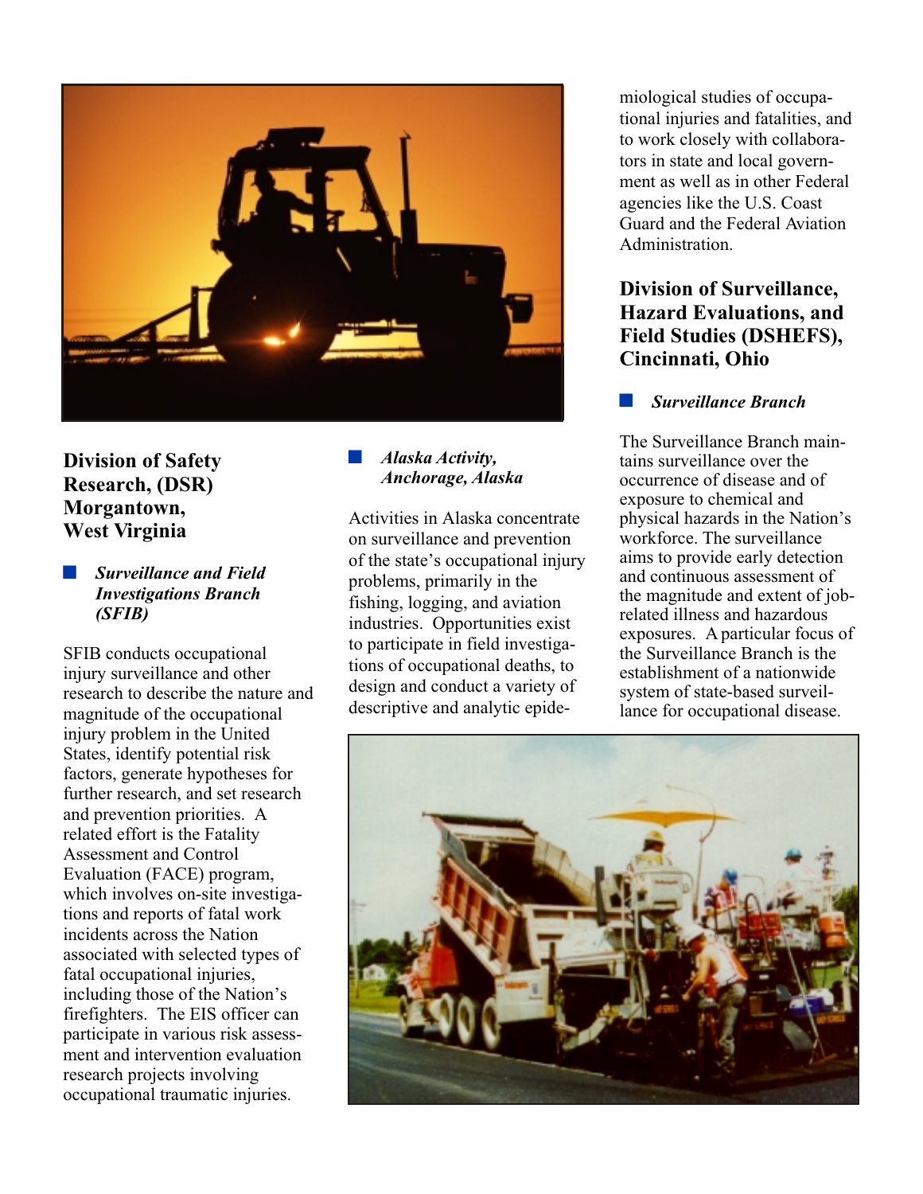## Division of Safety Research, (DSR) Morgantown, West Virginia

### *Surveillance and Field Investigations Branch (SFIB)*

SFIB conducts occupational injury surveillance and other research to describe the nature and magnitude of the occupational injury problem in the United States, identify potential risk factors, generate hypotheses for further research, and set research and prevention priorities. A related effort is the Fatality Assessment and Control Evaluation (FACE) program, which involves on-site investigations and reports of fatal work incidents across the Nation associated with selected types of fatal occupational injuries, including those of the Nation's firefighters. The EIS officer can participate in various risk assessment and intervention evaluation research projects involving occupational traumatic injuries.

### *Alaska Activity, Anchorage, Alaska*

Activities in Alaska concentrate on surveillance and prevention of the state's occupational injury problems, primarily in the fishing, logging, and aviation industries. Opportunities exist to participate in field investigations of occupational deaths, to design and conduct a variety of descriptive and analytic epidemiological studies of occupational injuries and fatalities, and to work closely with collaborators in state and local government as well as in other Federal agencies like the U.S. Coast Guard and the Federal Aviation Administration.

## Division of Surveillance, Hazard Evaluations, and Field Studies (DSHEFS), Cincinnati, Ohio

### *Surveillance Branch*

The Surveillance Branch maintains surveillance over the occurrence of disease and of exposure to chemical and physical hazards in the Nation's workforce. The surveillance aims to provide early detection and continuous assessment of the magnitude and extent of job-related illness and hazardous exposures. A particular focus of the Surveillance Branch is the establishment of a nationwide system of state-based surveillance for occupational disease.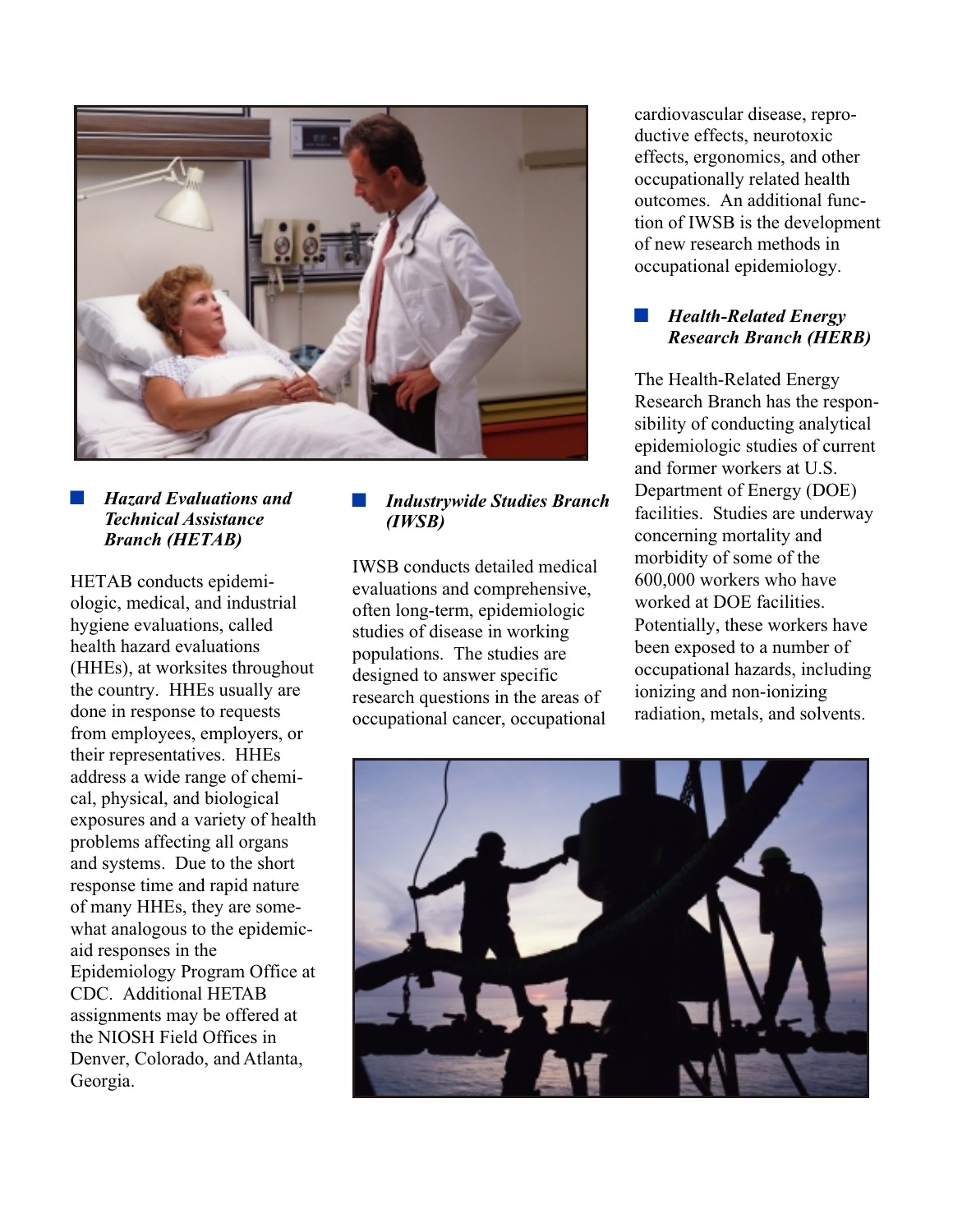### Hazard Evaluations and Technical Assistance Branch (HETAB)

HETAB conducts epidemiologic, medical, and industrial hygiene evaluations, called health hazard evaluations (HHEs), at worksites throughout the country. HHEs usually are done in response to requests from employees, employers, or their representatives. HHEs address a wide range of chemical, physical, and biological exposures and a variety of health problems affecting all organs and systems. Due to the short response time and rapid nature of many HHEs, they are somewhat analogous to the epidemic-aid responses in the Epidemiology Program Office at CDC. Additional HETAB assignments may be offered at the NIOSH Field Offices in Denver, Colorado, and Atlanta, Georgia.

### Industrywide Studies Branch (IWSB)

IWSB conducts detailed medical evaluations and comprehensive, often long-term, epidemiologic studies of disease in working populations. The studies are designed to answer specific research questions in the areas of occupational cancer, occupational cardiovascular disease, reproductive effects, neurotoxic effects, ergonomics, and other occupationally related health outcomes. An additional function of IWSB is the development of new research methods in occupational epidemiology.

### Health-Related Energy Research Branch (HERB)

The Health-Related Energy Research Branch has the responsibility of conducting analytical epidemiologic studies of current and former workers at U.S. Department of Energy (DOE) facilities. Studies are underway concerning mortality and morbidity of some of the 600,000 workers who have worked at DOE facilities. Potentially, these workers have been exposed to a number of occupational hazards, including ionizing and non-ionizing radiation, metals, and solvents.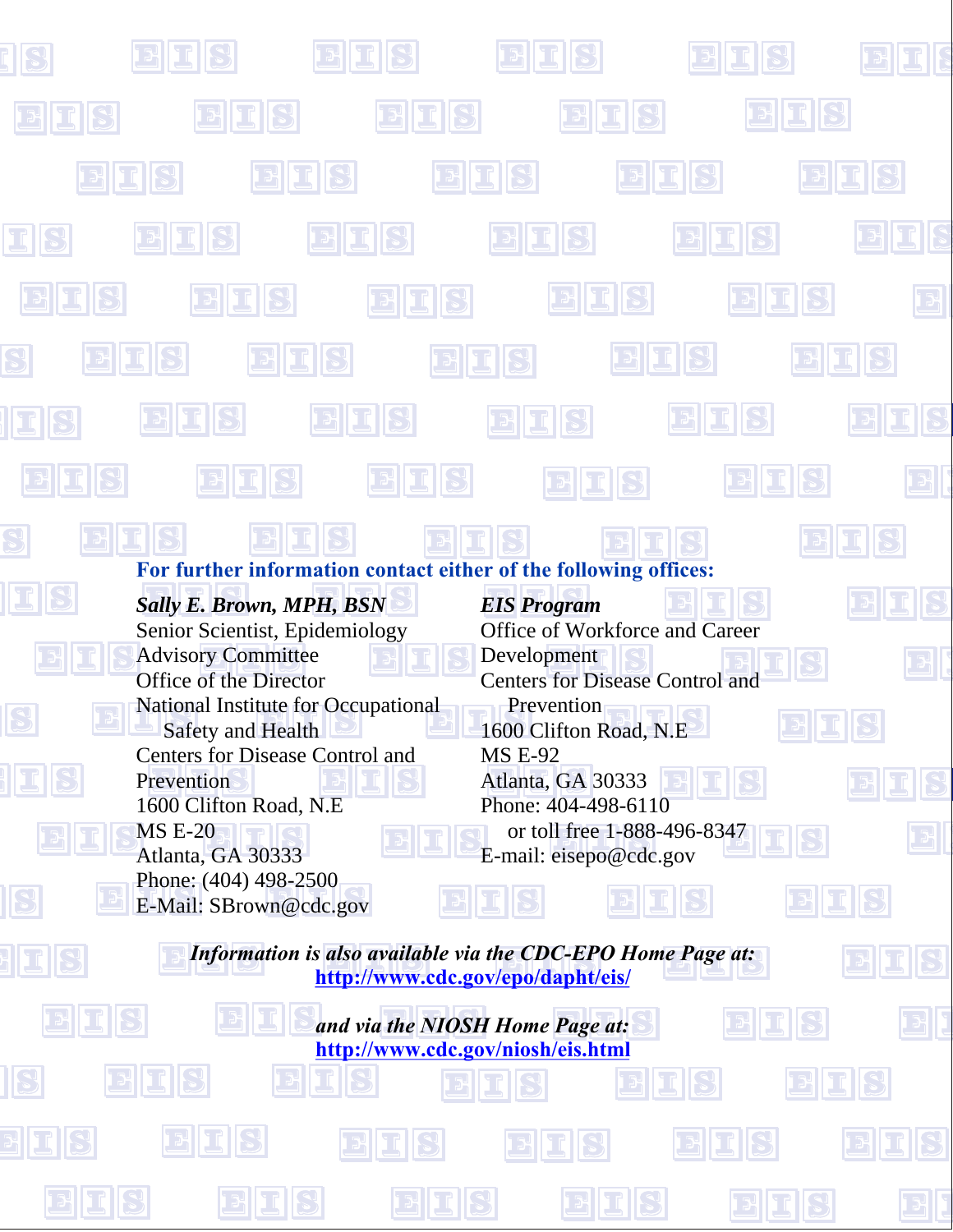**For further information contact either of the following offices:**

***Sally E. Brown, MPH, BSN***
Senior Scientist, Epidemiology Advisory Committee
Office of the Director
National Institute for Occupational Safety and Health
Centers for Disease Control and Prevention
1600 Clifton Road, N.E
MS E-20
Atlanta, GA 30333
Phone: (404) 498-2500
E-Mail: SBrown@cdc.gov

***EIS Program***
Office of Workforce and Career Development
Centers for Disease Control and Prevention
1600 Clifton Road, N.E
MS E-92
Atlanta, GA 30333
Phone: 404-498-6110
or toll free 1-888-496-8347
E-mail: eisepo@cdc.gov

***Information is also available via the CDC-EPO Home Page at:***
**http://www.cdc.gov/epo/dapht/eis/**

***and via the NIOSH Home Page at:***
**http://www.cdc.gov/niosh/eis.html**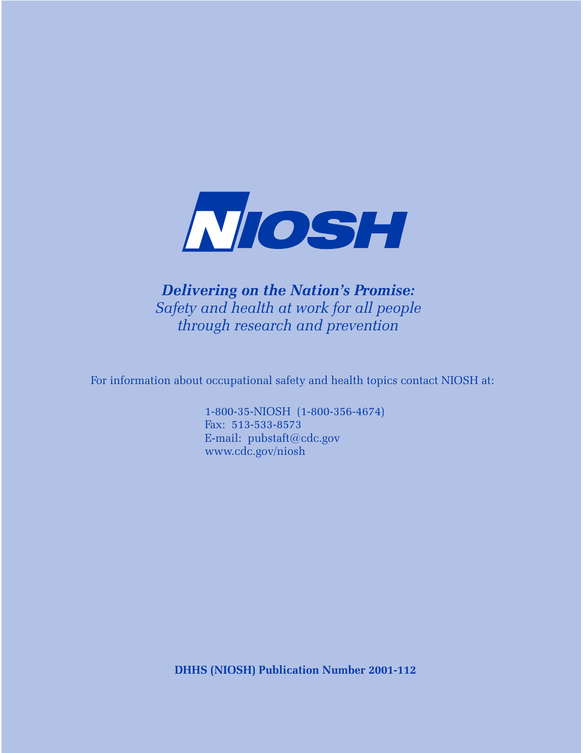NIOSH

***Delivering on the Nation's Promise:***
*Safety and health at work for all people through research and prevention*

For information about occupational safety and health topics contact NIOSH at:

1-800-35-NIOSH (1-800-356-4674)
Fax: 513-533-8573
E-mail: pubstaft@cdc.gov
www.cdc.gov/niosh

**DHHS (NIOSH) Publication Number 2001-112**